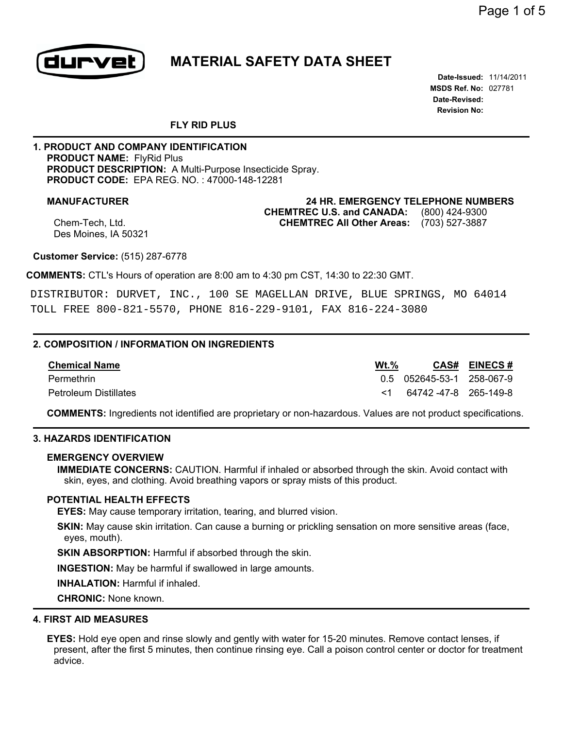durvet

# MATERIAL SAFETY DATA SHEET

**Date-Issued:** 11/14/2011
**MSDS Ref. No:** 027781
**Date-Revised:**
**Revision No:**

**FLY RID PLUS**

## 1. PRODUCT AND COMPANY IDENTIFICATION

**PRODUCT NAME:** FlyRid Plus
**PRODUCT DESCRIPTION:** A Multi-Purpose Insecticide Spray.
**PRODUCT CODE:** EPA REG. NO. : 47000-148-12281

**MANUFACTURER**

Chem-Tech, Ltd.
Des Moines, IA 50321

**24 HR. EMERGENCY TELEPHONE NUMBERS**
**CHEMTREC U.S. and CANADA:** (800) 424-9300
**CHEMTREC All Other Areas:** (703) 527-3887

**Customer Service:** (515) 287-6778

**COMMENTS:** CTL's Hours of operation are 8:00 am to 4:30 pm CST, 14:30 to 22:30 GMT.

DISTRIBUTOR: DURVET, INC., 100 SE MAGELLAN DRIVE, BLUE SPRINGS, MO 64014
TOLL FREE 800-821-5570, PHONE 816-229-9101, FAX 816-224-3080

## 2. COMPOSITION / INFORMATION ON INGREDIENTS

| Chemical Name | Wt.% | CAS# | EINECS # |
|---|---|---|---|
| Permethrin | 0.5 | 052645-53-1 | 258-067-9 |
| Petroleum Distillates | <1 | 64742 -47-8 | 265-149-8 |

**COMMENTS:** Ingredients not identified are proprietary or non-hazardous. Values are not product specifications.

## 3. HAZARDS IDENTIFICATION

### EMERGENCY OVERVIEW

**IMMEDIATE CONCERNS:** CAUTION. Harmful if inhaled or absorbed through the skin. Avoid contact with skin, eyes, and clothing. Avoid breathing vapors or spray mists of this product.

### POTENTIAL HEALTH EFFECTS

**EYES:** May cause temporary irritation, tearing, and blurred vision.

**SKIN:** May cause skin irritation. Can cause a burning or prickling sensation on more sensitive areas (face, eyes, mouth).

**SKIN ABSORPTION:** Harmful if absorbed through the skin.

**INGESTION:** May be harmful if swallowed in large amounts.

**INHALATION:** Harmful if inhaled.

**CHRONIC:** None known.

## 4. FIRST AID MEASURES

**EYES:** Hold eye open and rinse slowly and gently with water for 15-20 minutes. Remove contact lenses, if present, after the first 5 minutes, then continue rinsing eye. Call a poison control center or doctor for treatment advice.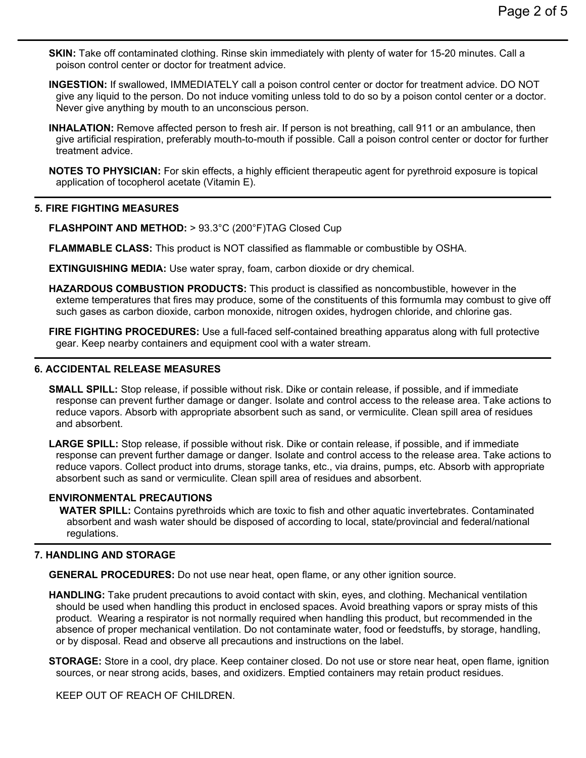**SKIN:** Take off contaminated clothing. Rinse skin immediately with plenty of water for 15-20 minutes. Call a poison control center or doctor for treatment advice.

**INGESTION:** If swallowed, IMMEDIATELY call a poison control center or doctor for treatment advice. DO NOT give any liquid to the person. Do not induce vomiting unless told to do so by a poison contol center or a doctor. Never give anything by mouth to an unconscious person.

**INHALATION:** Remove affected person to fresh air. If person is not breathing, call 911 or an ambulance, then give artificial respiration, preferably mouth-to-mouth if possible. Call a poison control center or doctor for further treatment advice.

**NOTES TO PHYSICIAN:** For skin effects, a highly efficient therapeutic agent for pyrethroid exposure is topical application of tocopherol acetate (Vitamin E).

## 5. FIRE FIGHTING MEASURES

**FLASHPOINT AND METHOD:** > 93.3°C (200°F)TAG Closed Cup

**FLAMMABLE CLASS:** This product is NOT classified as flammable or combustible by OSHA.

**EXTINGUISHING MEDIA:** Use water spray, foam, carbon dioxide or dry chemical.

**HAZARDOUS COMBUSTION PRODUCTS:** This product is classified as noncombustible, however in the exteme temperatures that fires may produce, some of the constituents of this formumla may combust to give off such gases as carbon dioxide, carbon monoxide, nitrogen oxides, hydrogen chloride, and chlorine gas.

**FIRE FIGHTING PROCEDURES:** Use a full-faced self-contained breathing apparatus along with full protective gear. Keep nearby containers and equipment cool with a water stream.

## 6. ACCIDENTAL RELEASE MEASURES

**SMALL SPILL:** Stop release, if possible without risk. Dike or contain release, if possible, and if immediate response can prevent further damage or danger. Isolate and control access to the release area. Take actions to reduce vapors. Absorb with appropriate absorbent such as sand, or vermiculite. Clean spill area of residues and absorbent.

**LARGE SPILL:** Stop release, if possible without risk. Dike or contain release, if possible, and if immediate response can prevent further damage or danger. Isolate and control access to the release area. Take actions to reduce vapors. Collect product into drums, storage tanks, etc., via drains, pumps, etc. Absorb with appropriate absorbent such as sand or vermiculite. Clean spill area of residues and absorbent.

**ENVIRONMENTAL PRECAUTIONS**

**WATER SPILL:** Contains pyrethroids which are toxic to fish and other aquatic invertebrates. Contaminated absorbent and wash water should be disposed of according to local, state/provincial and federal/national regulations.

## 7. HANDLING AND STORAGE

**GENERAL PROCEDURES:** Do not use near heat, open flame, or any other ignition source.

**HANDLING:** Take prudent precautions to avoid contact with skin, eyes, and clothing. Mechanical ventilation should be used when handling this product in enclosed spaces. Avoid breathing vapors or spray mists of this product. Wearing a respirator is not normally required when handling this product, but recommended in the absence of proper mechanical ventilation. Do not contaminate water, food or feedstuffs, by storage, handling, or by disposal. Read and observe all precautions and instructions on the label.

**STORAGE:** Store in a cool, dry place. Keep container closed. Do not use or store near heat, open flame, ignition sources, or near strong acids, bases, and oxidizers. Emptied containers may retain product residues.

KEEP OUT OF REACH OF CHILDREN.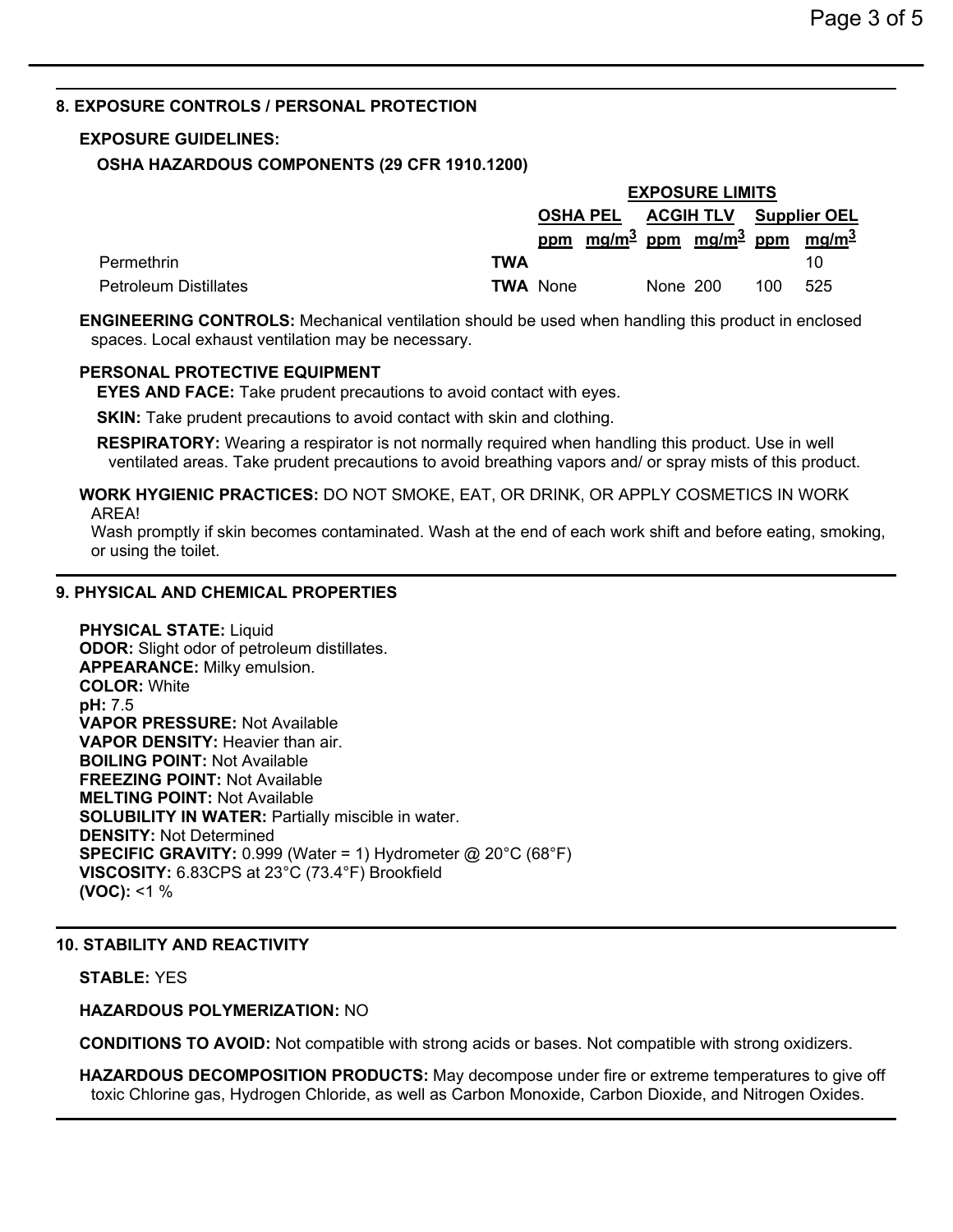## 8. EXPOSURE CONTROLS / PERSONAL PROTECTION

**EXPOSURE GUIDELINES:**

**OSHA HAZARDOUS COMPONENTS (29 CFR 1910.1200)**

| | | EXPOSURE LIMITS | | | | | |
|---|---|---|---|---|---|---|---|
| | | OSHA PEL | | ACGIH TLV | | Supplier OEL | |
| | | ppm | $mg/m^3$ | ppm | $mg/m^3$ | ppm | $mg/m^3$ |
| Permethrin | TWA | | | | | | 10 |
| Petroleum Distillates | TWA | None | | None | 200 | 100 | 525 |

**ENGINEERING CONTROLS:** Mechanical ventilation should be used when handling this product in enclosed spaces. Local exhaust ventilation may be necessary.

**PERSONAL PROTECTIVE EQUIPMENT**

**EYES AND FACE:** Take prudent precautions to avoid contact with eyes.

**SKIN:** Take prudent precautions to avoid contact with skin and clothing.

**RESPIRATORY:** Wearing a respirator is not normally required when handling this product. Use in well ventilated areas. Take prudent precautions to avoid breathing vapors and/ or spray mists of this product.

**WORK HYGIENIC PRACTICES:** DO NOT SMOKE, EAT, OR DRINK, OR APPLY COSMETICS IN WORK AREA!
Wash promptly if skin becomes contaminated. Wash at the end of each work shift and before eating, smoking, or using the toilet.

## 9. PHYSICAL AND CHEMICAL PROPERTIES

**PHYSICAL STATE:** Liquid
**ODOR:** Slight odor of petroleum distillates.
**APPEARANCE:** Milky emulsion.
**COLOR:** White
**pH:** 7.5
**VAPOR PRESSURE:** Not Available
**VAPOR DENSITY:** Heavier than air.
**BOILING POINT:** Not Available
**FREEZING POINT:** Not Available
**MELTING POINT:** Not Available
**SOLUBILITY IN WATER:** Partially miscible in water.
**DENSITY:** Not Determined
**SPECIFIC GRAVITY:** 0.999 (Water = 1) Hydrometer @ 20°C (68°F)
**VISCOSITY:** 6.83CPS at 23°C (73.4°F) Brookfield
**(VOC):** <1 %

## 10. STABILITY AND REACTIVITY

**STABLE:** YES

**HAZARDOUS POLYMERIZATION:** NO

**CONDITIONS TO AVOID:** Not compatible with strong acids or bases. Not compatible with strong oxidizers.

**HAZARDOUS DECOMPOSITION PRODUCTS:** May decompose under fire or extreme temperatures to give off toxic Chlorine gas, Hydrogen Chloride, as well as Carbon Monoxide, Carbon Dioxide, and Nitrogen Oxides.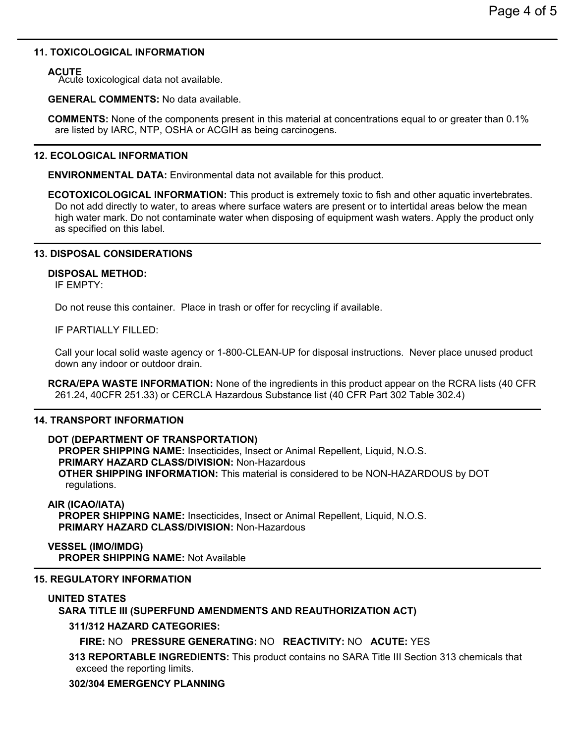## 11. TOXICOLOGICAL INFORMATION

**ACUTE**
Acute toxicological data not available.

**GENERAL COMMENTS:** No data available.

**COMMENTS:** None of the components present in this material at concentrations equal to or greater than 0.1% are listed by IARC, NTP, OSHA or ACGIH as being carcinogens.

## 12. ECOLOGICAL INFORMATION

**ENVIRONMENTAL DATA:** Environmental data not available for this product.

**ECOTOXICOLOGICAL INFORMATION:** This product is extremely toxic to fish and other aquatic invertebrates. Do not add directly to water, to areas where surface waters are present or to intertidal areas below the mean high water mark. Do not contaminate water when disposing of equipment wash waters. Apply the product only as specified on this label.

## 13. DISPOSAL CONSIDERATIONS

**DISPOSAL METHOD:**
IF EMPTY:

Do not reuse this container. Place in trash or offer for recycling if available.

IF PARTIALLY FILLED:

Call your local solid waste agency or 1-800-CLEAN-UP for disposal instructions. Never place unused product down any indoor or outdoor drain.

**RCRA/EPA WASTE INFORMATION:** None of the ingredients in this product appear on the RCRA lists (40 CFR 261.24, 40CFR 251.33) or CERCLA Hazardous Substance list (40 CFR Part 302 Table 302.4)

## 14. TRANSPORT INFORMATION

**DOT (DEPARTMENT OF TRANSPORTATION)**
**PROPER SHIPPING NAME:** Insecticides, Insect or Animal Repellent, Liquid, N.O.S.
**PRIMARY HAZARD CLASS/DIVISION:** Non-Hazardous
**OTHER SHIPPING INFORMATION:** This material is considered to be NON-HAZARDOUS by DOT regulations.

**AIR (ICAO/IATA)**
**PROPER SHIPPING NAME:** Insecticides, Insect or Animal Repellent, Liquid, N.O.S.
**PRIMARY HAZARD CLASS/DIVISION:** Non-Hazardous

**VESSEL (IMO/IMDG)**
**PROPER SHIPPING NAME:** Not Available

## 15. REGULATORY INFORMATION

**UNITED STATES**
**SARA TITLE III (SUPERFUND AMENDMENTS AND REAUTHORIZATION ACT)**

**311/312 HAZARD CATEGORIES:**

**FIRE:** NO **PRESSURE GENERATING:** NO **REACTIVITY:** NO **ACUTE:** YES

**313 REPORTABLE INGREDIENTS:** This product contains no SARA Title III Section 313 chemicals that exceed the reporting limits.

**302/304 EMERGENCY PLANNING**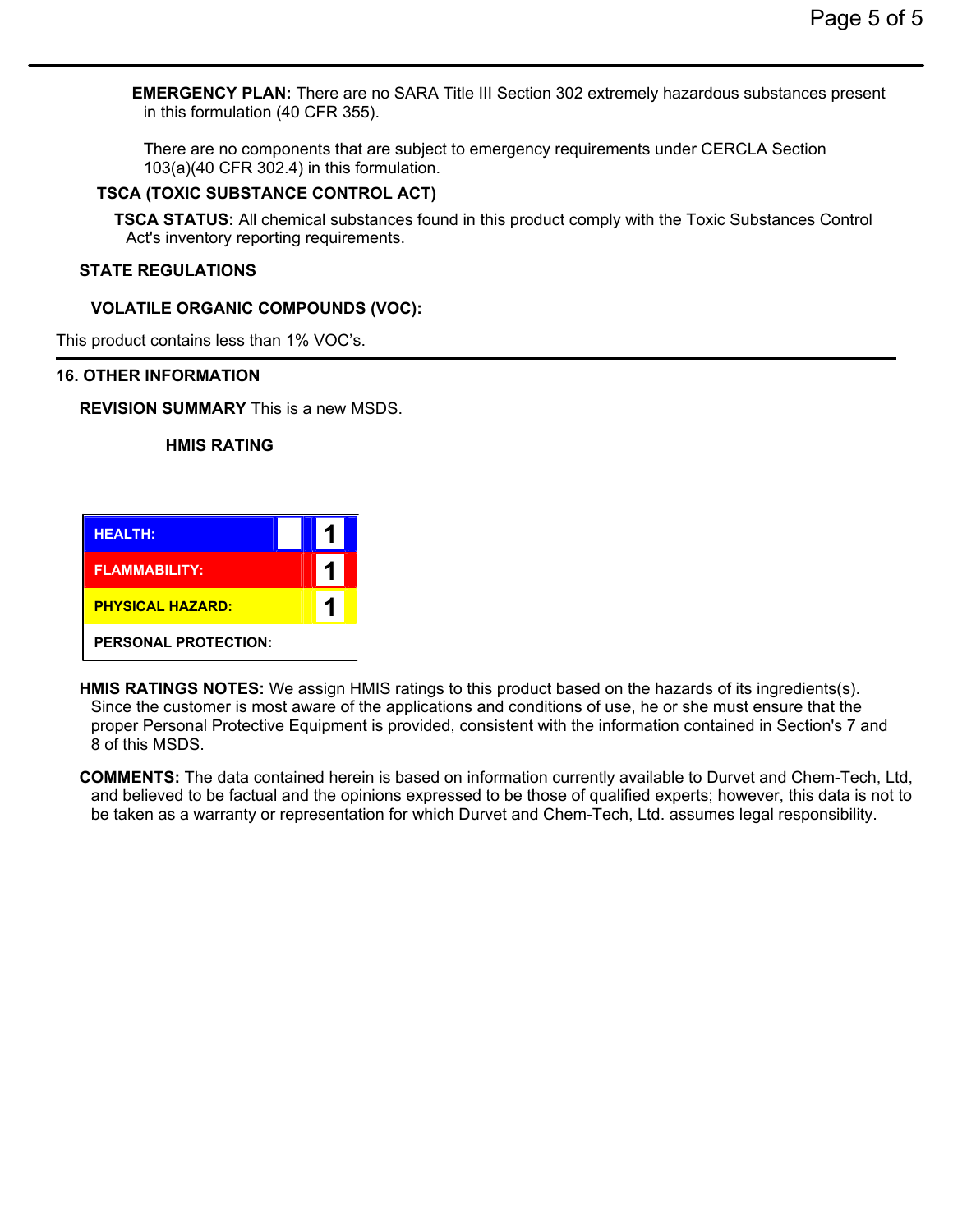**EMERGENCY PLAN:** There are no SARA Title III Section 302 extremely hazardous substances present in this formulation (40 CFR 355).

There are no components that are subject to emergency requirements under CERCLA Section 103(a)(40 CFR 302.4) in this formulation.

**TSCA (TOXIC SUBSTANCE CONTROL ACT)**

**TSCA STATUS:** All chemical substances found in this product comply with the Toxic Substances Control Act's inventory reporting requirements.

**STATE REGULATIONS**

**VOLATILE ORGANIC COMPOUNDS (VOC):**

This product contains less than 1% VOC's.

## 16. OTHER INFORMATION

**REVISION SUMMARY** This is a new MSDS.

**HMIS RATING**

| | |
|---|---|
| HEALTH: | 1 |
| FLAMMABILITY: | 1 |
| PHYSICAL HAZARD: | 1 |
| PERSONAL PROTECTION: | |

**HMIS RATINGS NOTES:** We assign HMIS ratings to this product based on the hazards of its ingredients(s). Since the customer is most aware of the applications and conditions of use, he or she must ensure that the proper Personal Protective Equipment is provided, consistent with the information contained in Section's 7 and 8 of this MSDS.

**COMMENTS:** The data contained herein is based on information currently available to Durvet and Chem-Tech, Ltd, and believed to be factual and the opinions expressed to be those of qualified experts; however, this data is not to be taken as a warranty or representation for which Durvet and Chem-Tech, Ltd. assumes legal responsibility.